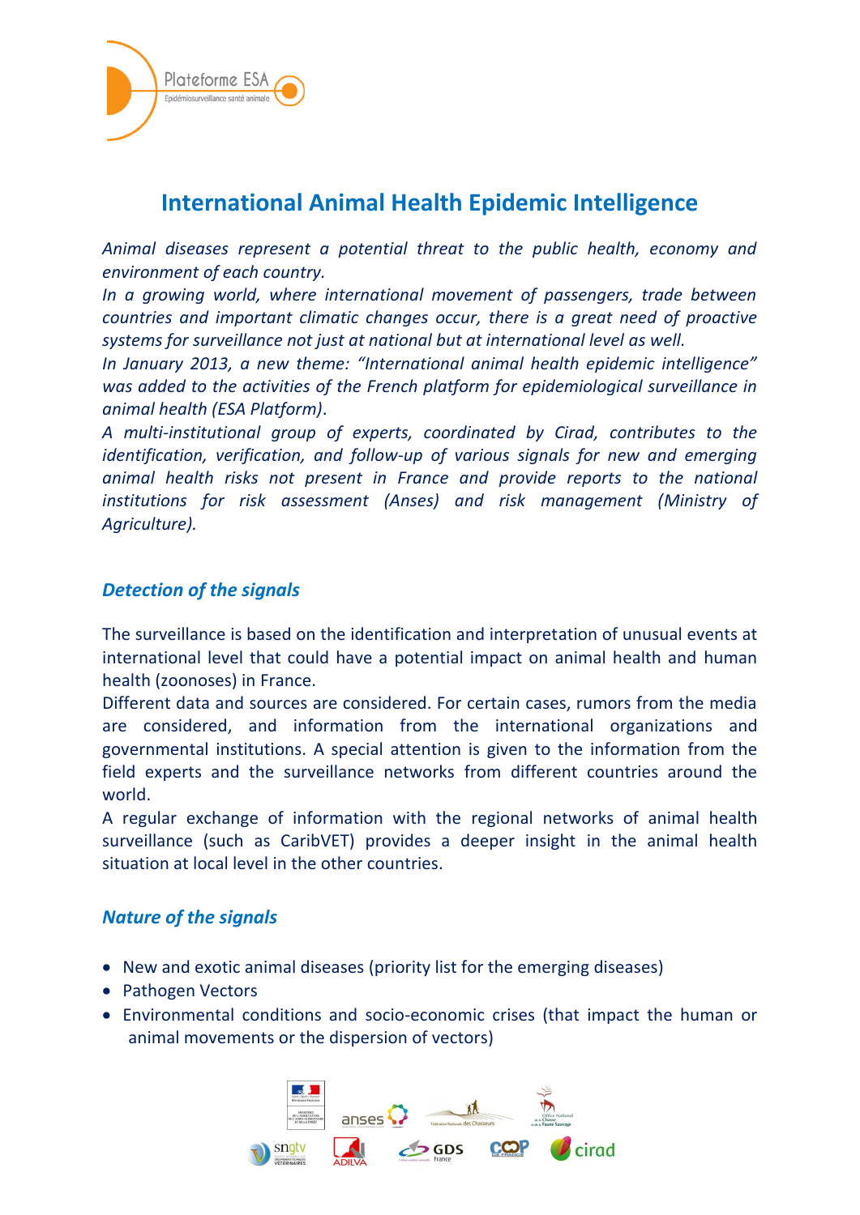# International Animal Health Epidemic Intelligence

*Animal diseases represent a potential threat to the public health, economy and environment of each country.*

*In a growing world, where international movement of passengers, trade between countries and important climatic changes occur, there is a great need of proactive systems for surveillance not just at national but at international level as well.*

*In January 2013, a new theme: "International animal health epidemic intelligence" was added to the activities of the French platform for epidemiological surveillance in animal health (ESA Platform).*

*A multi-institutional group of experts, coordinated by Cirad, contributes to the identification, verification, and follow-up of various signals for new and emerging animal health risks not present in France and provide reports to the national institutions for risk assessment (Anses) and risk management (Ministry of Agriculture).*

## *Detection of the signals*

The surveillance is based on the identification and interpretation of unusual events at international level that could have a potential impact on animal health and human health (zoonoses) in France.

Different data and sources are considered. For certain cases, rumors from the media are considered, and information from the international organizations and governmental institutions. A special attention is given to the information from the field experts and the surveillance networks from different countries around the world.

A regular exchange of information with the regional networks of animal health surveillance (such as CaribVET) provides a deeper insight in the animal health situation at local level in the other countries.

## *Nature of the signals*

- New and exotic animal diseases (priority list for the emerging diseases)
- Pathogen Vectors
- Environmental conditions and socio-economic crises (that impact the human or animal movements or the dispersion of vectors)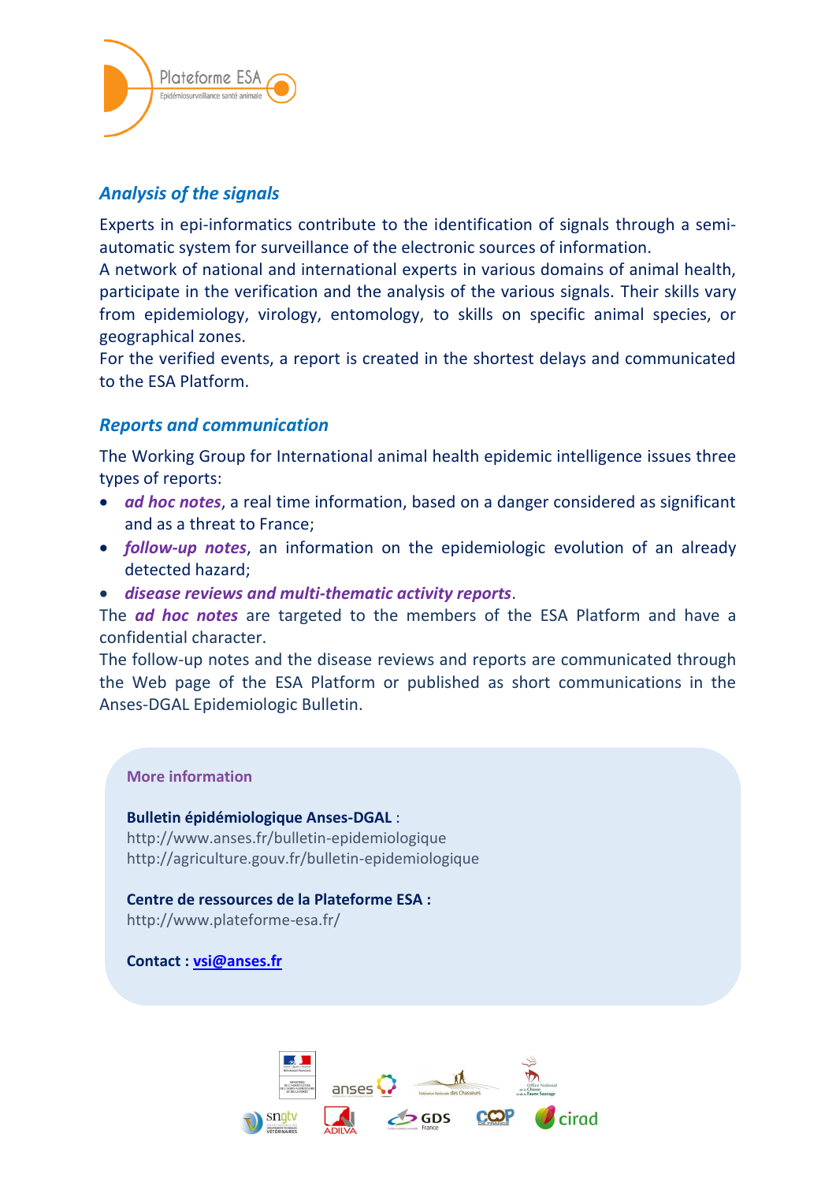## *Analysis of the signals*

Experts in epi-informatics contribute to the identification of signals through a semi-automatic system for surveillance of the electronic sources of information.
A network of national and international experts in various domains of animal health, participate in the verification and the analysis of the various signals. Their skills vary from epidemiology, virology, entomology, to skills on specific animal species, or geographical zones.
For the verified events, a report is created in the shortest delays and communicated to the ESA Platform.

## *Reports and communication*

The Working Group for International animal health epidemic intelligence issues three types of reports:

- ***ad hoc notes***, a real time information, based on a danger considered as significant and as a threat to France;
- ***follow-up notes***, an information on the epidemiologic evolution of an already detected hazard;
- ***disease reviews and multi-thematic activity reports***.

The ***ad hoc notes*** are targeted to the members of the ESA Platform and have a confidential character.
The follow-up notes and the disease reviews and reports are communicated through the Web page of the ESA Platform or published as short communications in the Anses-DGAL Epidemiologic Bulletin.

**More information**

**Bulletin épidémiologique Anses-DGAL** :
http://www.anses.fr/bulletin-epidemiologique
http://agriculture.gouv.fr/bulletin-epidemiologique

**Centre de ressources de la Plateforme ESA :**
http://www.plateforme-esa.fr/

**Contact : vsi@anses.fr**